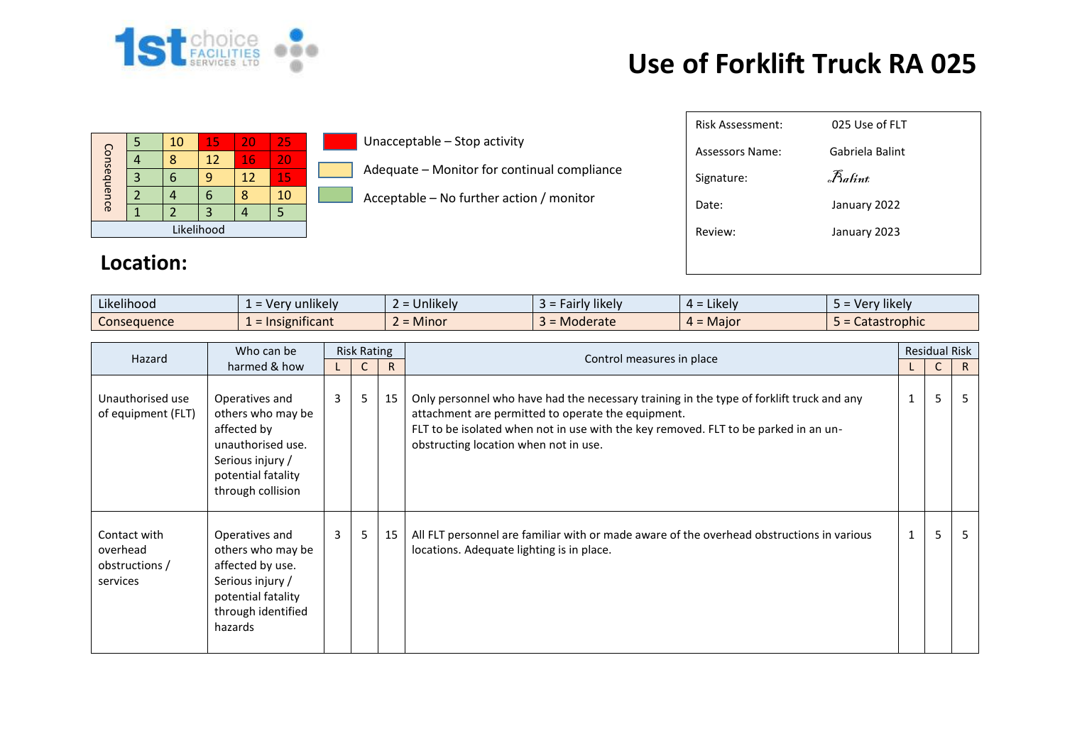# Use of Forklift Truck RA 025

| Consequence | | | | | |
|---|---|---|---|---|---|
| | 5 | 10 | 15 | 20 | 25 |
| | 4 | 8 | 12 | 16 | 20 |
| | 3 | 6 | 9 | 12 | 15 |
| | 2 | 4 | 6 | 8 | 10 |
| | 1 | 2 | 3 | 4 | 5 |
| Likelihood | | | | | |

- Unacceptable – Stop activity
- Adequate – Monitor for continual compliance
- Acceptable – No further action / monitor

| | |
|---|---|
| Risk Assessment: | 025 Use of FLT |
| Assessors Name: | Gabriela Balint |
| Signature: | Balint |
| Date: | January 2022 |
| Review: | January 2023 |

## Location:

| Likelihood | 1 = Very unlikely | 2 = Unlikely | 3 = Fairly likely | 4 = Likely | 5 = Very likely |
|---|---|---|---|---|---|
| Consequence | 1 = Insignificant | 2 = Minor | 3 = Moderate | 4 = Major | 5 = Catastrophic |

| Hazard | Who can be harmed & how | Risk Rating | | | Control measures in place | Residual Risk | | |
|---|---|---|---|---|---|---|---|---|
| | | L | C | R | | L | C | R |
| Unauthorised use of equipment (FLT) | Operatives and others who may be affected by unauthorised use. Serious injury / potential fatality through collision | 3 | 5 | 15 | Only personnel who have had the necessary training in the type of forklift truck and any attachment are permitted to operate the equipment.<br>FLT to be isolated when not in use with the key removed. FLT to be parked in an un-obstructing location when not in use. | 1 | 5 | 5 |
| Contact with overhead obstructions / services | Operatives and others who may be affected by use. Serious injury / potential fatality through identified hazards | 3 | 5 | 15 | All FLT personnel are familiar with or made aware of the overhead obstructions in various locations. Adequate lighting is in place. | 1 | 5 | 5 |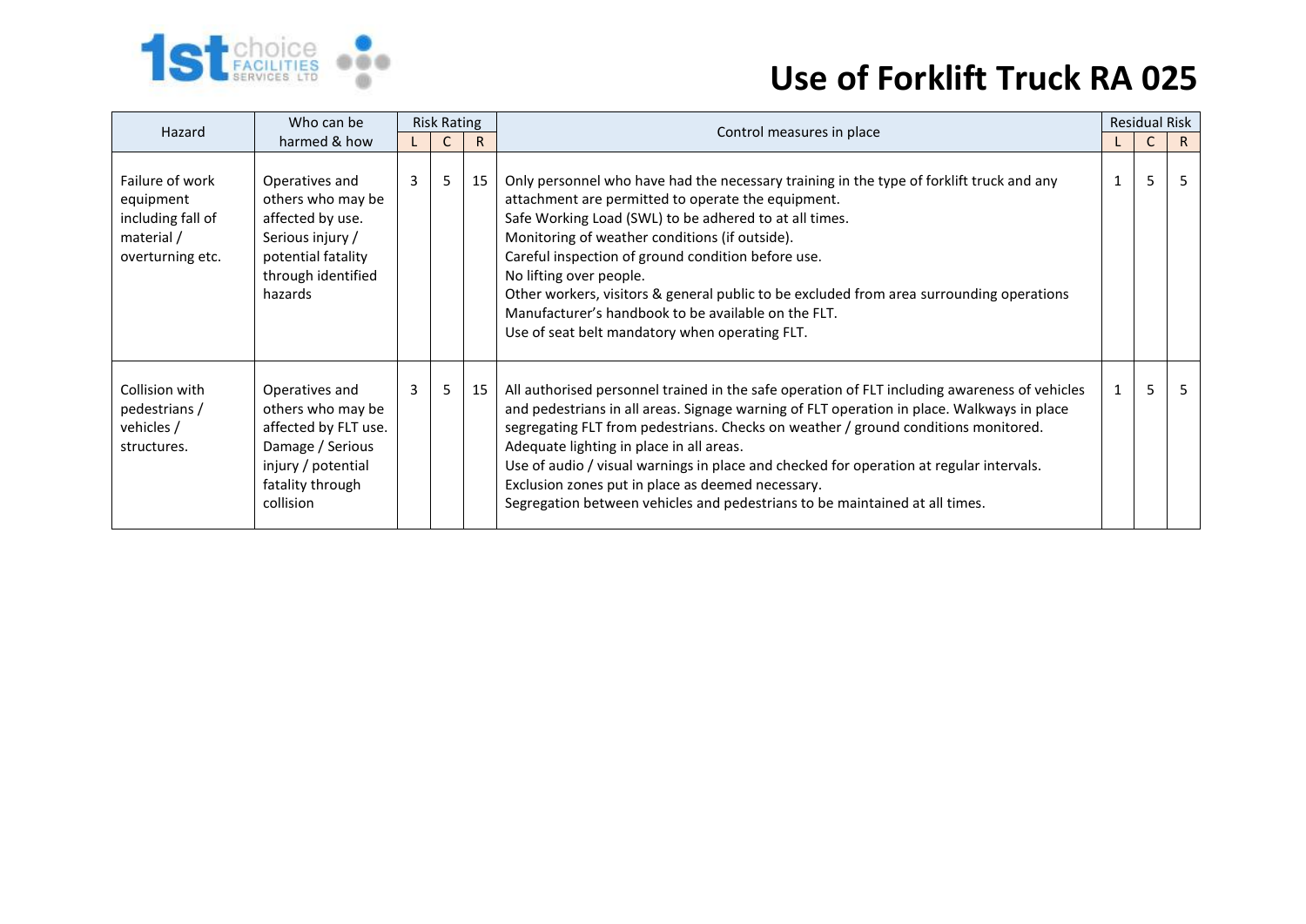# Use of Forklift Truck RA 025

| Hazard | Who can be harmed & how | Risk Rating | | | Control measures in place | Residual Risk | | |
|---|---|---|---|---|---|---|---|---|
| | | L | C | R | | L | C | R |
| Failure of work equipment including fall of material / overturning etc. | Operatives and others who may be affected by use. Serious injury / potential fatality through identified hazards | 3 | 5 | 15 | Only personnel who have had the necessary training in the type of forklift truck and any attachment are permitted to operate the equipment.<br>Safe Working Load (SWL) to be adhered to at all times.<br>Monitoring of weather conditions (if outside).<br>Careful inspection of ground condition before use.<br>No lifting over people.<br>Other workers, visitors & general public to be excluded from area surrounding operations<br>Manufacturer's handbook to be available on the FLT.<br>Use of seat belt mandatory when operating FLT. | 1 | 5 | 5 |
| Collision with pedestrians / vehicles / structures. | Operatives and others who may be affected by FLT use. Damage / Serious injury / potential fatality through collision | 3 | 5 | 15 | All authorised personnel trained in the safe operation of FLT including awareness of vehicles and pedestrians in all areas. Signage warning of FLT operation in place. Walkways in place segregating FLT from pedestrians. Checks on weather / ground conditions monitored.<br>Adequate lighting in place in all areas.<br>Use of audio / visual warnings in place and checked for operation at regular intervals.<br>Exclusion zones put in place as deemed necessary.<br>Segregation between vehicles and pedestrians to be maintained at all times. | 1 | 5 | 5 |